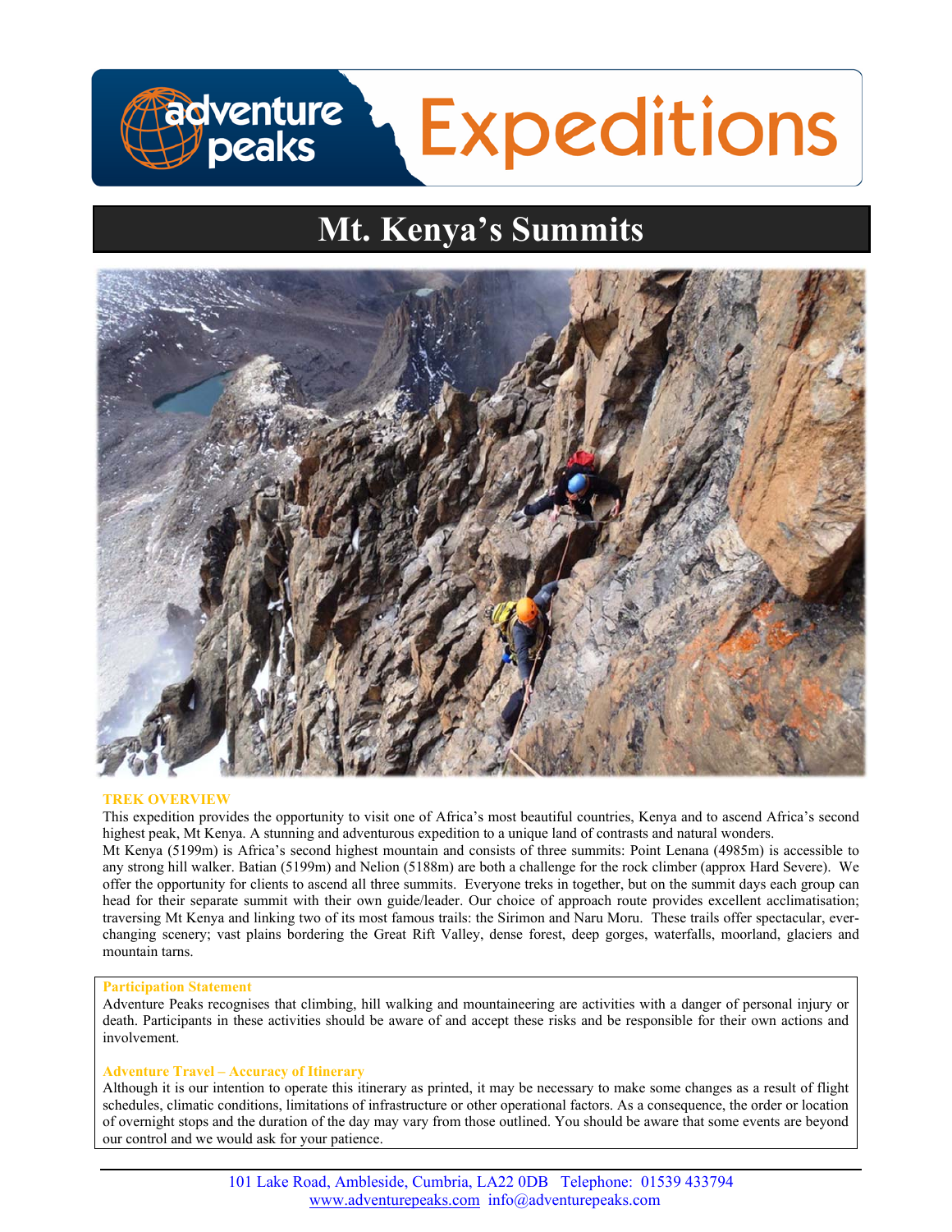# Mt. Kenya's Summits

**TREK OVERVIEW**

This expedition provides the opportunity to visit one of Africa's most beautiful countries, Kenya and to ascend Africa's second highest peak, Mt Kenya. A stunning and adventurous expedition to a unique land of contrasts and natural wonders.

Mt Kenya (5199m) is Africa's second highest mountain and consists of three summits: Point Lenana (4985m) is accessible to any strong hill walker. Batian (5199m) and Nelion (5188m) are both a challenge for the rock climber (approx Hard Severe). We offer the opportunity for clients to ascend all three summits. Everyone treks in together, but on the summit days each group can head for their separate summit with their own guide/leader. Our choice of approach route provides excellent acclimatisation; traversing Mt Kenya and linking two of its most famous trails: the Sirimon and Naru Moru. These trails offer spectacular, ever-changing scenery; vast plains bordering the Great Rift Valley, dense forest, deep gorges, waterfalls, moorland, glaciers and mountain tarns.

**Participation Statement**

Adventure Peaks recognises that climbing, hill walking and mountaineering are activities with a danger of personal injury or death. Participants in these activities should be aware of and accept these risks and be responsible for their own actions and involvement.

**Adventure Travel – Accuracy of Itinerary**

Although it is our intention to operate this itinerary as printed, it may be necessary to make some changes as a result of flight schedules, climatic conditions, limitations of infrastructure or other operational factors. As a consequence, the order or location of overnight stops and the duration of the day may vary from those outlined. You should be aware that some events are beyond our control and we would ask for your patience.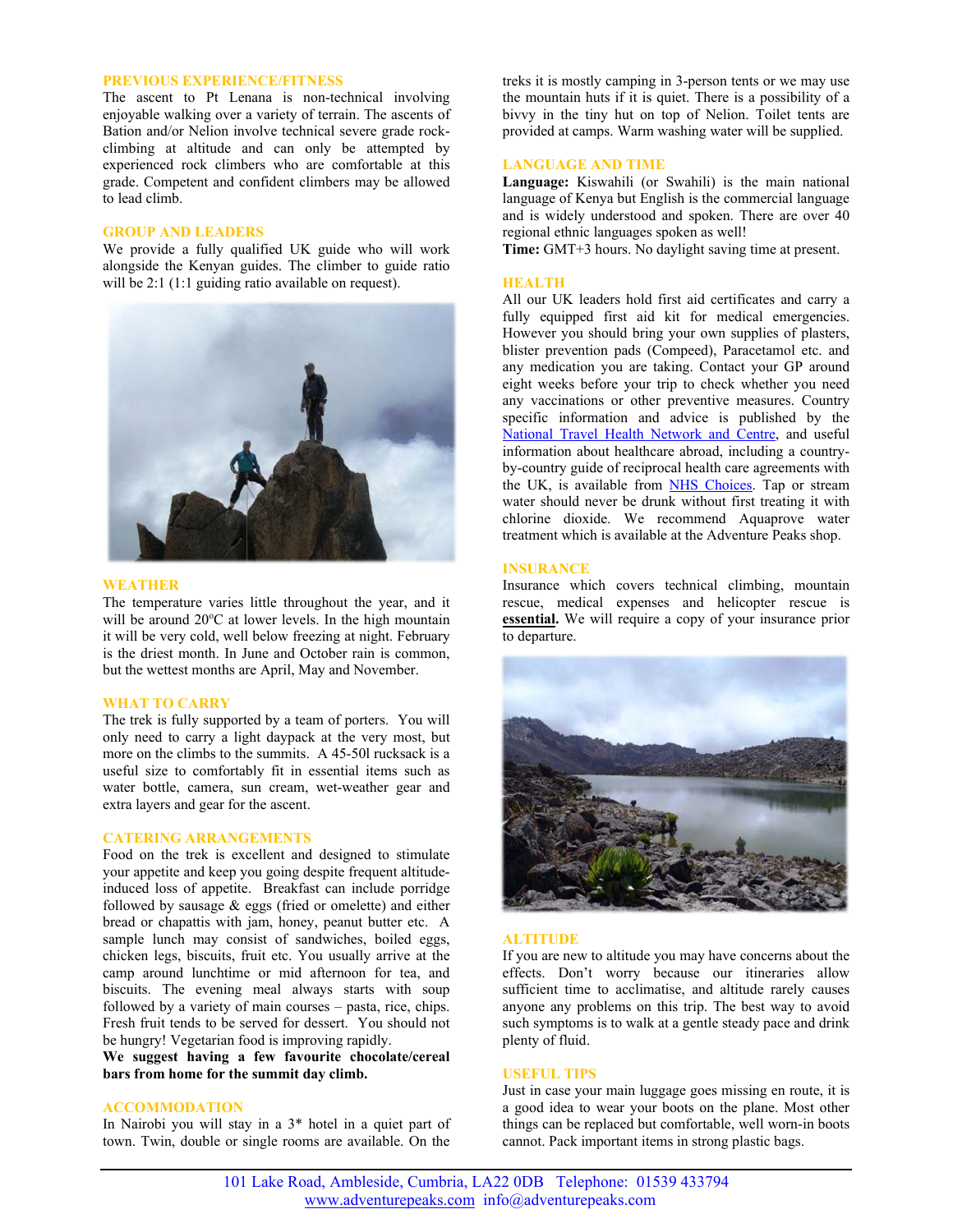## PREVIOUS EXPERIENCE/FITNESS

The ascent to Pt Lenana is non-technical involving enjoyable walking over a variety of terrain. The ascents of Batian and/or Nelion involve technical severe grade rock-climbing at altitude and can only be attempted by experienced rock climbers who are comfortable at this grade. Competent and confident climbers may be allowed to lead climb.

## GROUP AND LEADERS

We provide a fully qualified UK guide who will work alongside the Kenyan guides. The climber to guide ratio will be 2:1 (1:1 guiding ratio available on request).

## WEATHER

The temperature varies little throughout the year, and it will be around 20ºC at lower levels. In the high mountain it will be very cold, well below freezing at night. February is the driest month. In June and October rain is common, but the wettest months are April, May and November.

## WHAT TO CARRY

The trek is fully supported by a team of porters. You will only need to carry a light daypack at the very most, but more on the climbs to the summits. A 45-50l rucksack is a useful size to comfortably fit in essential items such as water bottle, camera, sun cream, wet-weather gear and extra layers and gear for the ascent.

## CATERING ARRANGEMENTS

Food on the trek is excellent and designed to stimulate your appetite and keep you going despite frequent altitude-induced loss of appetite. Breakfast can include porridge followed by sausage & eggs (fried or omelette) and either bread or chapattis with jam, honey, peanut butter etc. A sample lunch may consist of sandwiches, boiled eggs, chicken legs, biscuits, fruit etc. You usually arrive at the camp around lunchtime or mid afternoon for tea, and biscuits. The evening meal always starts with soup followed by a variety of main courses – pasta, rice, chips. Fresh fruit tends to be served for dessert. You should not be hungry! Vegetarian food is improving rapidly.

**We suggest having a few favourite chocolate/cereal bars from home for the summit day climb.**

## ACCOMMODATION

In Nairobi you will stay in a 3* hotel in a quiet part of town. Twin, double or single rooms are available. On the treks it is mostly camping in 3-person tents or we may use the mountain huts if it is quiet. There is a possibility of a bivvy in the tiny hut on top of Nelion. Toilet tents are provided at camps. Warm washing water will be supplied.

## LANGUAGE AND TIME

**Language:** Kiswahili (or Swahili) is the main national language of Kenya but English is the commercial language and is widely understood and spoken. There are over 40 regional ethnic languages spoken as well!

**Time:** GMT+3 hours. No daylight saving time at present.

## HEALTH

All our UK leaders hold first aid certificates and carry a fully equipped first aid kit for medical emergencies. However you should bring your own supplies of plasters, blister prevention pads (Compeed), Paracetamol etc. and any medication you are taking. Contact your GP around eight weeks before your trip to check whether you need any vaccinations or other preventive measures. Country specific information and advice is published by the National Travel Health Network and Centre, and useful information about healthcare abroad, including a country-by-country guide of reciprocal health care agreements with the UK, is available from NHS Choices. Tap or stream water should never be drunk without first treating it with chlorine dioxide. We recommend Aquaprove water treatment which is available at the Adventure Peaks shop.

## INSURANCE

Insurance which covers technical climbing, mountain rescue, medical expenses and helicopter rescue is **essential.** We will require a copy of your insurance prior to departure.

## ALTITUDE

If you are new to altitude you may have concerns about the effects. Don't worry because our itineraries allow sufficient time to acclimatise, and altitude rarely causes anyone any problems on this trip. The best way to avoid such symptoms is to walk at a gentle steady pace and drink plenty of fluid.

## USEFUL TIPS

Just in case your main luggage goes missing en route, it is a good idea to wear your boots on the plane. Most other things can be replaced but comfortable, well worn-in boots cannot. Pack important items in strong plastic bags.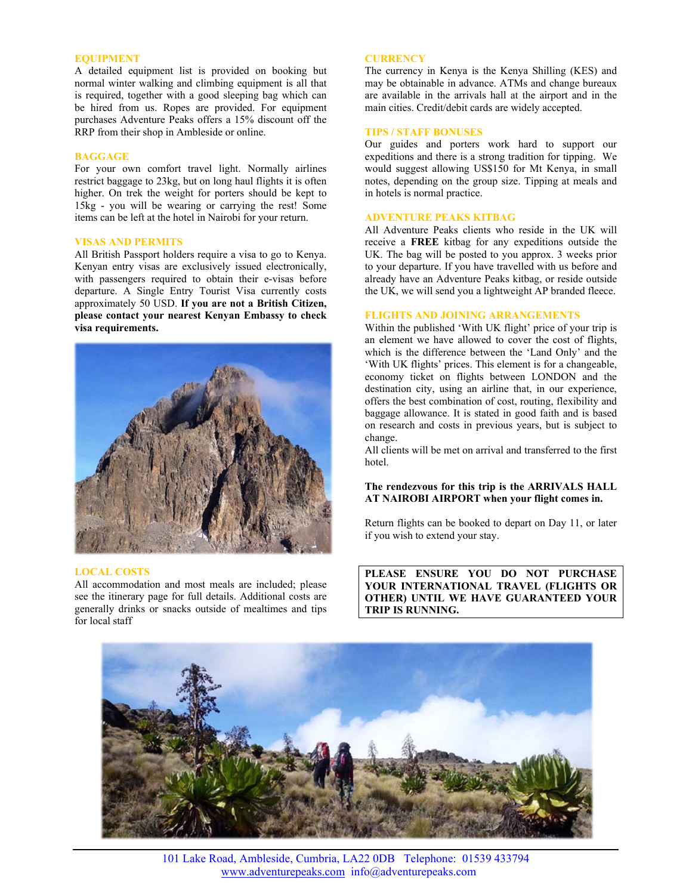## EQUIPMENT

A detailed equipment list is provided on booking but normal winter walking and climbing equipment is all that is required, together with a good sleeping bag which can be hired from us. Ropes are provided. For equipment purchases Adventure Peaks offers a 15% discount off the RRP from their shop in Ambleside or online.

## BAGGAGE

For your own comfort travel light. Normally airlines restrict baggage to 23kg, but on long haul flights it is often higher. On trek the weight for porters should be kept to 15kg - you will be wearing or carrying the rest! Some items can be left at the hotel in Nairobi for your return.

## VISAS AND PERMITS

All British Passport holders require a visa to go to Kenya. Kenyan entry visas are exclusively issued electronically, with passengers required to obtain their e-visas before departure. A Single Entry Tourist Visa currently costs approximately 50 USD. **If you are not a British Citizen, please contact your nearest Kenyan Embassy to check visa requirements.**

## LOCAL COSTS

All accommodation and most meals are included; please see the itinerary page for full details. Additional costs are generally drinks or snacks outside of mealtimes and tips for local staff

## CURRENCY

The currency in Kenya is the Kenya Shilling (KES) and may be obtainable in advance. ATMs and change bureaux are available in the arrivals hall at the airport and in the main cities. Credit/debit cards are widely accepted.

## TIPS / STAFF BONUSES

Our guides and porters work hard to support our expeditions and there is a strong tradition for tipping. We would suggest allowing US$150 for Mt Kenya, in small notes, depending on the group size. Tipping at meals and in hotels is normal practice.

## ADVENTURE PEAKS KITBAG

All Adventure Peaks clients who reside in the UK will receive a **FREE** kitbag for any expeditions outside the UK. The bag will be posted to you approx. 3 weeks prior to your departure. If you have travelled with us before and already have an Adventure Peaks kitbag, or reside outside the UK, we will send you a lightweight AP branded fleece.

## FLIGHTS AND JOINING ARRANGEMENTS

Within the published 'With UK flight' price of your trip is an element we have allowed to cover the cost of flights, which is the difference between the 'Land Only' and the 'With UK flights' prices. This element is for a changeable, economy ticket on flights between LONDON and the destination city, using an airline that, in our experience, offers the best combination of cost, routing, flexibility and baggage allowance. It is stated in good faith and is based on research and costs in previous years, but is subject to change.

All clients will be met on arrival and transferred to the first hotel.

**The rendezvous for this trip is the ARRIVALS HALL AT NAIROBI AIRPORT when your flight comes in.**

Return flights can be booked to depart on Day 11, or later if you wish to extend your stay.

**PLEASE ENSURE YOU DO NOT PURCHASE YOUR INTERNATIONAL TRAVEL (FLIGHTS OR OTHER) UNTIL WE HAVE GUARANTEED YOUR TRIP IS RUNNING.**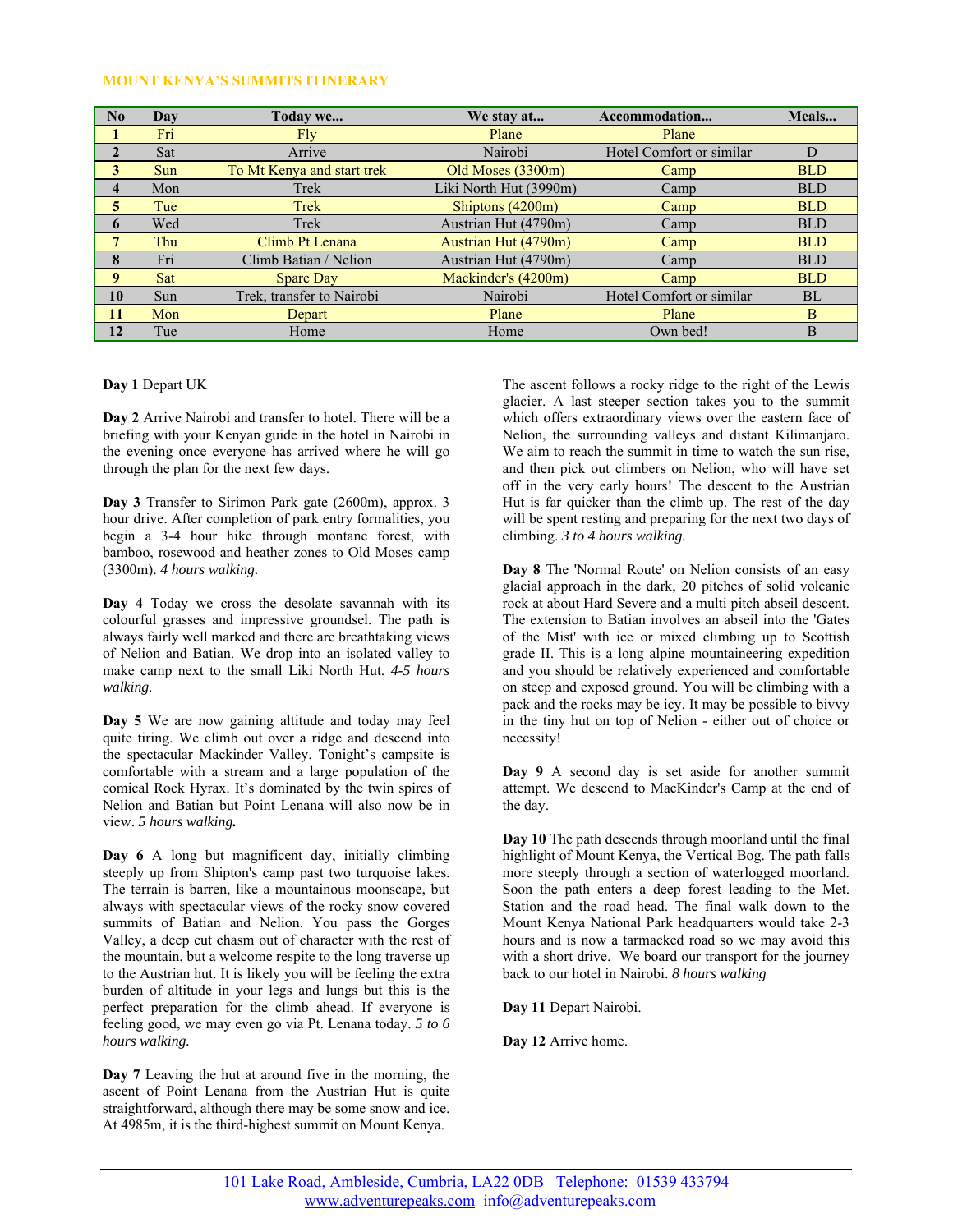## MOUNT KENYA'S SUMMITS ITINERARY

| No | Day | Today we... | We stay at... | Accommodation... | Meals... |
|---|---|---|---|---|---|
| 1 | Fri | Fly | Plane | Plane | |
| 2 | Sat | Arrive | Nairobi | Hotel Comfort or similar | D |
| 3 | Sun | To Mt Kenya and start trek | Old Moses (3300m) | Camp | BLD |
| 4 | Mon | Trek | Liki North Hut (3990m) | Camp | BLD |
| 5 | Tue | Trek | Shiptons (4200m) | Camp | BLD |
| 6 | Wed | Trek | Austrian Hut (4790m) | Camp | BLD |
| 7 | Thu | Climb Pt Lenana | Austrian Hut (4790m) | Camp | BLD |
| 8 | Fri | Climb Batian / Nelion | Austrian Hut (4790m) | Camp | BLD |
| 9 | Sat | Spare Day | Mackinder's (4200m) | Camp | BLD |
| 10 | Sun | Trek, transfer to Nairobi | Nairobi | Hotel Comfort or similar | BL |
| 11 | Mon | Depart | Plane | Plane | B |
| 12 | Tue | Home | Home | Own bed! | B |

**Day 1** Depart UK

**Day 2** Arrive Nairobi and transfer to hotel. There will be a briefing with your Kenyan guide in the hotel in Nairobi in the evening once everyone has arrived where he will go through the plan for the next few days.

**Day 3** Transfer to Sirimon Park gate (2600m), approx. 3 hour drive. After completion of park entry formalities, you begin a 3-4 hour hike through montane forest, with bamboo, rosewood and heather zones to Old Moses camp (3300m). *4 hours walking.*

**Day 4** Today we cross the desolate savannah with its colourful grasses and impressive groundsel. The path is always fairly well marked and there are breathtaking views of Nelion and Batian. We drop into an isolated valley to make camp next to the small Liki North Hut. *4-5 hours walking.*

**Day 5** We are now gaining altitude and today may feel quite tiring. We climb out over a ridge and descend into the spectacular Mackinder Valley. Tonight's campsite is comfortable with a stream and a large population of the comical Rock Hyrax. It's dominated by the twin spires of Nelion and Batian but Point Lenana will also now be in view. *5 hours walking.*

**Day 6** A long but magnificent day, initially climbing steeply up from Shipton's camp past two turquoise lakes. The terrain is barren, like a mountainous moonscape, but always with spectacular views of the rocky snow covered summits of Batian and Nelion. You pass the Gorges Valley, a deep cut chasm out of character with the rest of the mountain, but a welcome respite to the long traverse up to the Austrian hut. It is likely you will be feeling the extra burden of altitude in your legs and lungs but this is the perfect preparation for the climb ahead. If everyone is feeling good, we may even go via Pt. Lenana today. *5 to 6 hours walking.*

**Day 7** Leaving the hut at around five in the morning, the ascent of Point Lenana from the Austrian Hut is quite straightforward, although there may be some snow and ice. At 4985m, it is the third-highest summit on Mount Kenya. The ascent follows a rocky ridge to the right of the Lewis glacier. A last steeper section takes you to the summit which offers extraordinary views over the eastern face of Nelion, the surrounding valleys and distant Kilimanjaro. We aim to reach the summit in time to watch the sun rise, and then pick out climbers on Nelion, who will have set off in the very early hours! The descent to the Austrian Hut is far quicker than the climb up. The rest of the day will be spent resting and preparing for the next two days of climbing. *3 to 4 hours walking.*

**Day 8** The 'Normal Route' on Nelion consists of an easy glacial approach in the dark, 20 pitches of solid volcanic rock at about Hard Severe and a multi pitch abseil descent. The extension to Batian involves an abseil into the 'Gates of the Mist' with ice or mixed climbing up to Scottish grade II. This is a long alpine mountaineering expedition and you should be relatively experienced and comfortable on steep and exposed ground. You will be climbing with a pack and the rocks may be icy. It may be possible to bivvy in the tiny hut on top of Nelion - either out of choice or necessity!

**Day 9** A second day is set aside for another summit attempt. We descend to MacKinder's Camp at the end of the day.

**Day 10** The path descends through moorland until the final highlight of Mount Kenya, the Vertical Bog. The path falls more steeply through a section of waterlogged moorland. Soon the path enters a deep forest leading to the Met. Station and the road head. The final walk down to the Mount Kenya National Park headquarters would take 2-3 hours and is now a tarmacked road so we may avoid this with a short drive. We board our transport for the journey back to our hotel in Nairobi. *8 hours walking*

**Day 11** Depart Nairobi.

**Day 12** Arrive home.

101 Lake Road, Ambleside, Cumbria, LA22 0DB Telephone: 01539 433794
www.adventurepeaks.com info@adventurepeaks.com